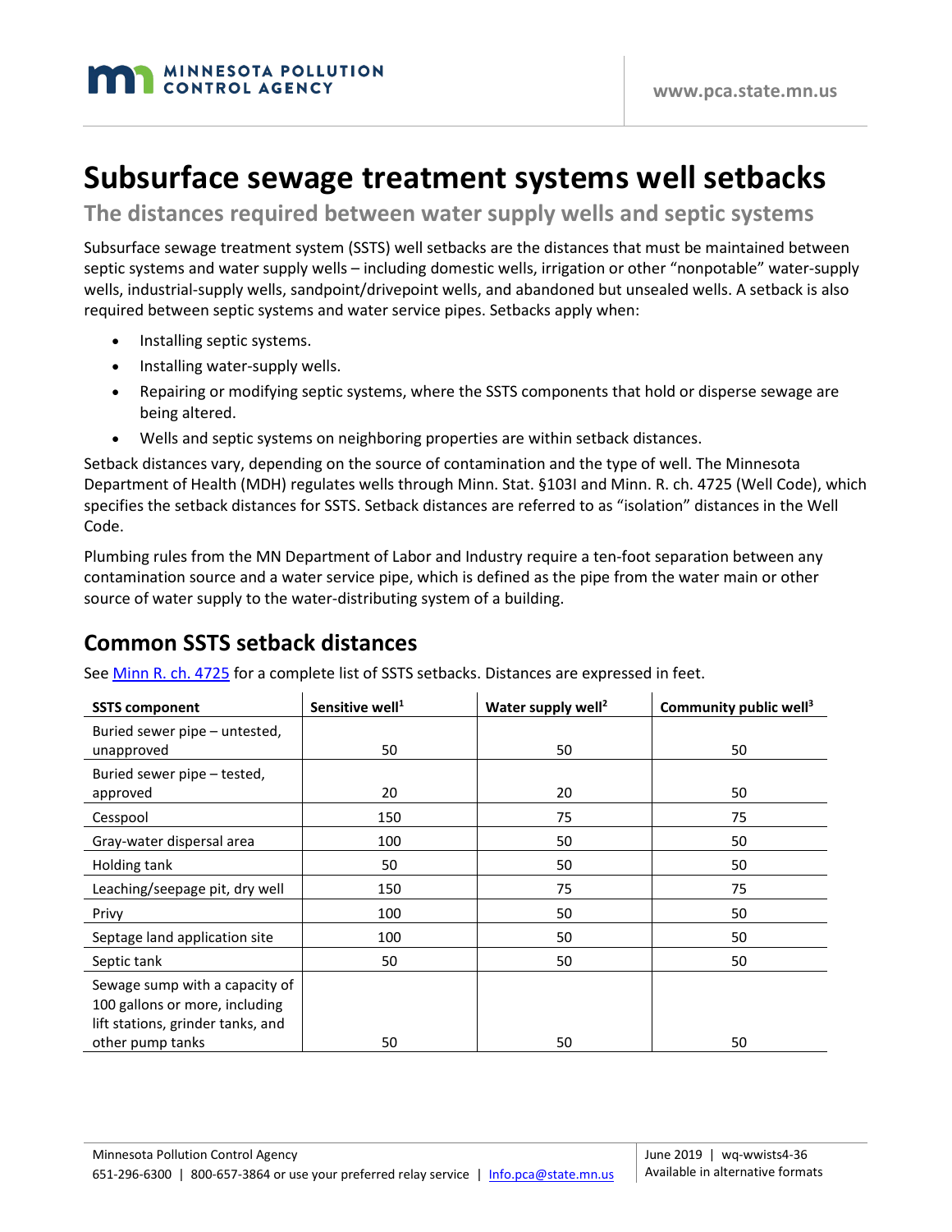# Subsurface sewage treatment systems well setbacks

## The distances required between water supply wells and septic systems

Subsurface sewage treatment system (SSTS) well setbacks are the distances that must be maintained between septic systems and water supply wells – including domestic wells, irrigation or other "nonpotable" water-supply wells, industrial-supply wells, sandpoint/drivepoint wells, and abandoned but unsealed wells. A setback is also required between septic systems and water service pipes. Setbacks apply when:

- Installing septic systems.
- Installing water-supply wells.
- Repairing or modifying septic systems, where the SSTS components that hold or disperse sewage are being altered.
- Wells and septic systems on neighboring properties are within setback distances.

Setback distances vary, depending on the source of contamination and the type of well. The Minnesota Department of Health (MDH) regulates wells through Minn. Stat. §103I and Minn. R. ch. 4725 (Well Code), which specifies the setback distances for SSTS. Setback distances are referred to as "isolation" distances in the Well Code.

Plumbing rules from the MN Department of Labor and Industry require a ten-foot separation between any contamination source and a water service pipe, which is defined as the pipe from the water main or other source of water supply to the water-distributing system of a building.

## Common SSTS setback distances

See Minn R. ch. 4725 for a complete list of SSTS setbacks. Distances are expressed in feet.

| SSTS component | Sensitive well[1] | Water supply well[2] | Community public well[3] |
|---|---|---|---|
| Buried sewer pipe – untested, unapproved | 50 | 50 | 50 |
| Buried sewer pipe – tested, approved | 20 | 20 | 50 |
| Cesspool | 150 | 75 | 75 |
| Gray-water dispersal area | 100 | 50 | 50 |
| Holding tank | 50 | 50 | 50 |
| Leaching/seepage pit, dry well | 150 | 75 | 75 |
| Privy | 100 | 50 | 50 |
| Septage land application site | 100 | 50 | 50 |
| Septic tank | 50 | 50 | 50 |
| Sewage sump with a capacity of 100 gallons or more, including lift stations, grinder tanks, and other pump tanks | 50 | 50 | 50 |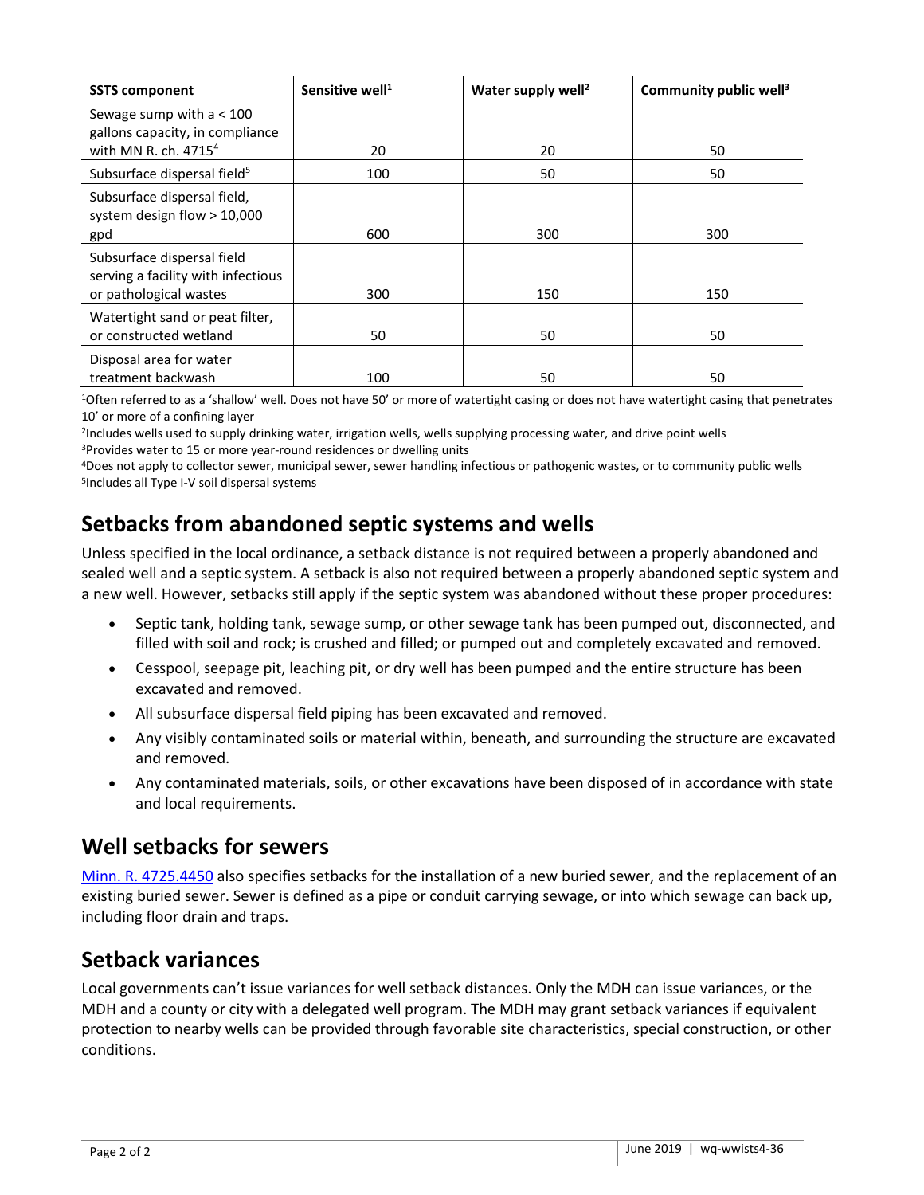| SSTS component | Sensitive well[1] | Water supply well[2] | Community public well[3] |
|---|---|---|---|
| Sewage sump with a < 100 gallons capacity, in compliance with MN R. ch. 4715[4] | 20 | 20 | 50 |
| Subsurface dispersal field[5] | 100 | 50 | 50 |
| Subsurface dispersal field, system design flow > 10,000 gpd | 600 | 300 | 300 |
| Subsurface dispersal field serving a facility with infectious or pathological wastes | 300 | 150 | 150 |
| Watertight sand or peat filter, or constructed wetland | 50 | 50 | 50 |
| Disposal area for water treatment backwash | 100 | 50 | 50 |

[1]Often referred to as a 'shallow' well. Does not have 50' or more of watertight casing or does not have watertight casing that penetrates 10' or more of a confining layer

[2]Includes wells used to supply drinking water, irrigation wells, wells supplying processing water, and drive point wells

[3]Provides water to 15 or more year-round residences or dwelling units

[4]Does not apply to collector sewer, municipal sewer, sewer handling infectious or pathogenic wastes, or to community public wells

[5]Includes all Type I-V soil dispersal systems

## Setbacks from abandoned septic systems and wells

Unless specified in the local ordinance, a setback distance is not required between a properly abandoned and sealed well and a septic system. A setback is also not required between a properly abandoned septic system and a new well. However, setbacks still apply if the septic system was abandoned without these proper procedures:

- Septic tank, holding tank, sewage sump, or other sewage tank has been pumped out, disconnected, and filled with soil and rock; is crushed and filled; or pumped out and completely excavated and removed.
- Cesspool, seepage pit, leaching pit, or dry well has been pumped and the entire structure has been excavated and removed.
- All subsurface dispersal field piping has been excavated and removed.
- Any visibly contaminated soils or material within, beneath, and surrounding the structure are excavated and removed.
- Any contaminated materials, soils, or other excavations have been disposed of in accordance with state and local requirements.

## Well setbacks for sewers

Minn. R. 4725.4450 also specifies setbacks for the installation of a new buried sewer, and the replacement of an existing buried sewer. Sewer is defined as a pipe or conduit carrying sewage, or into which sewage can back up, including floor drain and traps.

## Setback variances

Local governments can't issue variances for well setback distances. Only the MDH can issue variances, or the MDH and a county or city with a delegated well program. The MDH may grant setback variances if equivalent protection to nearby wells can be provided through favorable site characteristics, special construction, or other conditions.